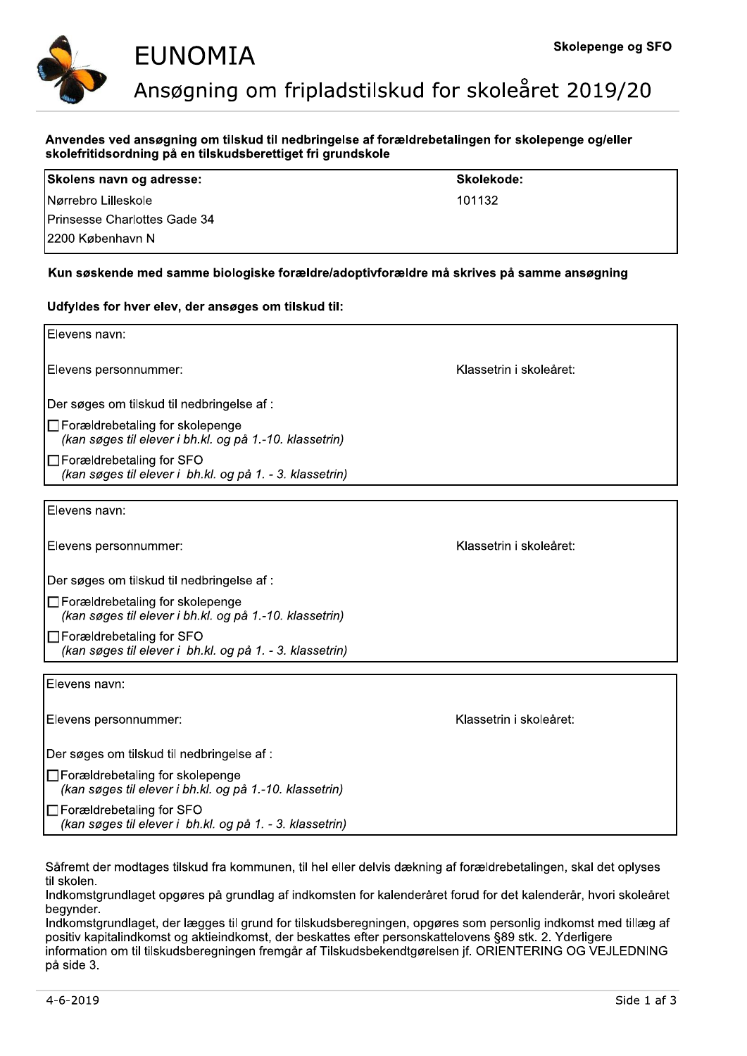# EUNOMIA

**Skolepenge og SFO**

## Ansøgning om fripladstilskud for skoleåret 2019/20

**Anvendes ved ansøgning om tilskud til nedbringelse af forældrebetalingen for skolepenge og/eller skolefritidsordning på en tilskudsberettiget fri grundskole**

| **Skolens navn og adresse:** | **Skolekode:** |
| --- | --- |
| Nørrebro Lilleskole<br>Prinsesse Charlottes Gade 34<br>2200 København N | 101132 |

**Kun søskende med samme biologiske forældre/adoptivforældre må skrives på samme ansøgning**

**Udfyldes for hver elev, der ansøges om tilskud til:**

Elevens navn:

Elevens personnummer: Klassetrin i skoleåret:

Der søges om tilskud til nedbringelse af :

- ☐ Forældrebetaling for skolepenge
  *(kan søges til elever i bh.kl. og på 1.-10. klassetrin)*
- ☐ Forældrebetaling for SFO
  *(kan søges til elever i bh.kl. og på 1. - 3. klassetrin)*

---

Elevens navn:

Elevens personnummer: Klassetrin i skoleåret:

Der søges om tilskud til nedbringelse af :

- ☐ Forældrebetaling for skolepenge
  *(kan søges til elever i bh.kl. og på 1.-10. klassetrin)*
- ☐ Forældrebetaling for SFO
  *(kan søges til elever i bh.kl. og på 1. - 3. klassetrin)*

---

Elevens navn:

Elevens personnummer: Klassetrin i skoleåret:

Der søges om tilskud til nedbringelse af :

- ☐ Forældrebetaling for skolepenge
  *(kan søges til elever i bh.kl. og på 1.-10. klassetrin)*
- ☐ Forældrebetaling for SFO
  *(kan søges til elever i bh.kl. og på 1. - 3. klassetrin)*

---

Såfremt der modtages tilskud fra kommunen, til hel eller delvis dækning af forældrebetalingen, skal det oplyses til skolen.

Indkomstgrundlaget opgøres på grundlag af indkomsten for kalenderåret forud for det kalenderår, hvori skoleåret begynder.

Indkomstgrundlaget, der lægges til grund for tilskudsberegningen, opgøres som personlig indkomst med tillæg af positiv kapitalindkomst og aktieindkomst, der beskattes efter personskattelovens §89 stk. 2. Yderligere information om til tilskudsberegningen fremgår af Tilskudsbekendtgørelsen jf. ORIENTERING OG VEJLEDNING på side 3.

4-6-2019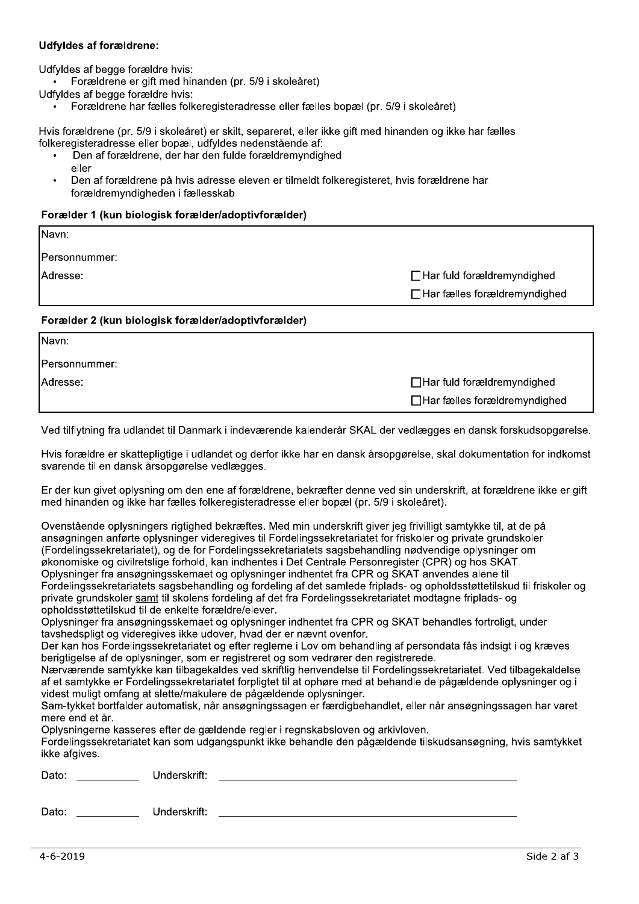**Udfyldes af forældrene:**

Udfyldes af begge forældre hvis:

- Forældrene er gift med hinanden (pr. 5/9 i skoleåret)

Udfyldes af begge forældre hvis:

- Forældrene har fælles folkeregisteradresse eller fælles bopæl (pr. 5/9 i skoleåret)

Hvis forældrene (pr. 5/9 i skoleåret) er skilt, separeret, eller ikke gift med hinanden og ikke har fælles folkeregisteradresse eller bopæl, udfyldes nedenstående af:

- Den af forældrene, der har den fulde forældremyndighed
  eller
- Den af forældrene på hvis adresse eleven er tilmeldt folkeregisteret, hvis forældrene har forældremyndigheden i fællesskab

**Forælder 1 (kun biologisk forælder/adoptivforælder)**

| | |
|---|---|
| Navn: | |
| Personnummer: | |
| Adresse: | ☐ Har fuld forældremyndighed |
| | ☐ Har fælles forældremyndighed |

**Forælder 2 (kun biologisk forælder/adoptivforælder)**

| | |
|---|---|
| Navn: | |
| Personnummer: | |
| Adresse: | ☐ Har fuld forældremyndighed |
| | ☐ Har fælles forældremyndighed |

Ved tilflytning fra udlandet til Danmark i indeværende kalenderår SKAL der vedlægges en dansk forskudsopgørelse.

Hvis forældre er skattepligtige i udlandet og derfor ikke har en dansk årsopgørelse, skal dokumentation for indkomst svarende til en dansk årsopgørelse vedlægges.

Er der kun givet oplysning om den ene af forældrene, bekræfter denne ved sin underskrift, at forældrene ikke er gift med hinanden og ikke har fælles folkeregisteradresse eller bopæl (pr. 5/9 i skoleåret).

Ovenstående oplysningers rigtighed bekræftes. Med min underskrift giver jeg frivilligt samtykke til, at de på ansøgningen anførte oplysninger videregives til Fordelingssekretariatet for friskoler og private grundskoler (Fordelingssekretariatet), og de for Fordelingssekretariatets sagsbehandling nødvendige oplysninger om økonomiske og civilretslige forhold, kan indhentes i Det Centrale Personregister (CPR) og hos SKAT.
Oplysninger fra ansøgningsskemaet og oplysninger indhentet fra CPR og SKAT anvendes alene til Fordelingssekretariatets sagsbehandling og fordeling af det samlede friplads- og opholdsstøttetilskud til friskoler og private grundskoler samt til skolens fordeling af det fra Fordelingssekretariatet modtagne friplads- og opholdsstøttetilskud til de enkelte forældre/elever.
Oplysninger fra ansøgningsskemaet og oplysninger indhentet fra CPR og SKAT behandles fortroligt, under tavshedspligt og videregives ikke udover, hvad der er nævnt ovenfor.
Der kan hos Fordelingssekretariatet og efter reglerne i Lov om behandling af persondata fås indsigt i og kræves berigtigelse af de oplysninger, som er registreret og som vedrører den registrerede.
Nærværende samtykke kan tilbagekaldes ved skriftlig henvendelse til Fordelingssekretariatet. Ved tilbagekaldelse af et samtykke er Fordelingssekretariatet forpligtet til at ophøre med at behandle de pågældende oplysninger og i videst muligt omfang at slette/makulere de pågældende oplysninger.
Sam-tykket bortfalder automatisk, når ansøgningssagen er færdigbehandlet, eller når ansøgningssagen har varet mere end et år.
Oplysningerne kasseres efter de gældende regler i regnskabsloven og arkivloven.
Fordelingssekretariatet kan som udgangspunkt ikke behandle den pågældende tilskudsansøgning, hvis samtykket ikke afgives.

Dato: __________ Underskrift: ______________________________________________

Dato: __________ Underskrift: ______________________________________________

4-6-2019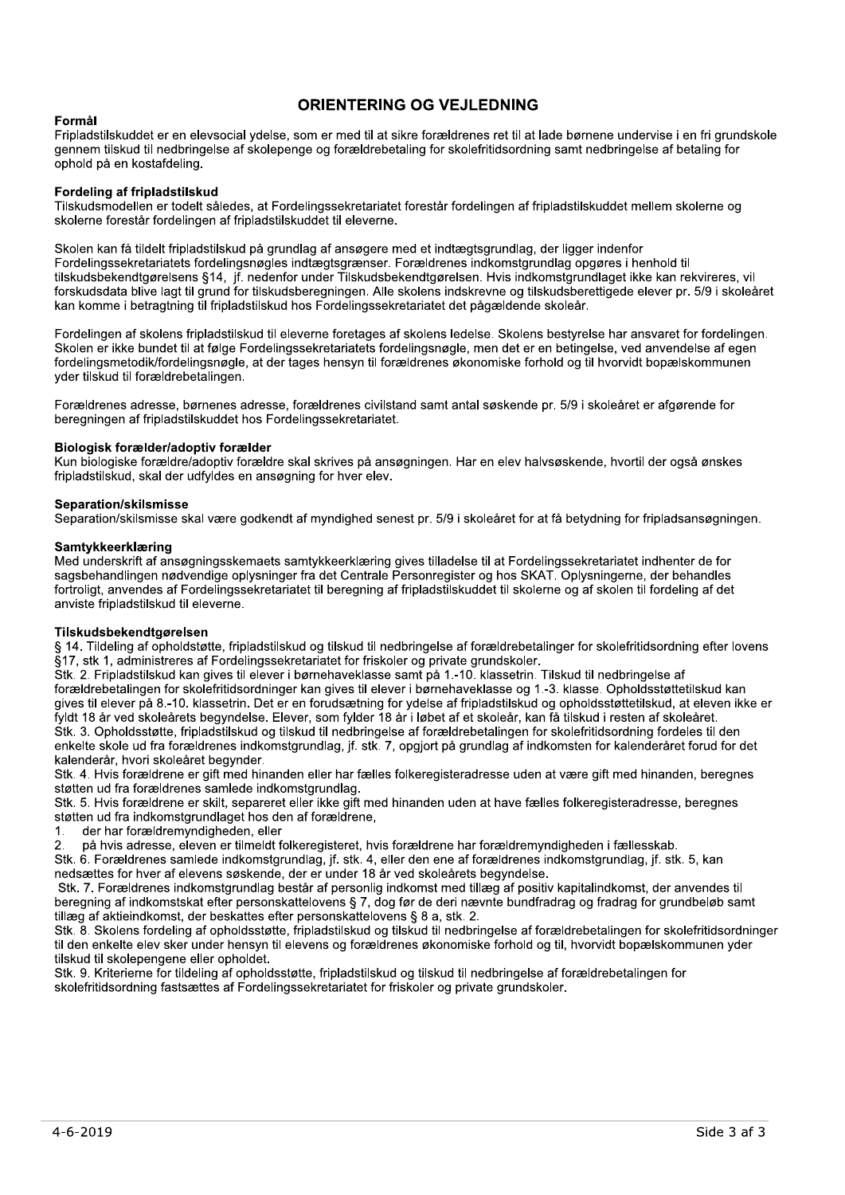# ORIENTERING OG VEJLEDNING

**Formål**

Fripladstilskuddet er en elevsocial ydelse, som er med til at sikre forældrenes ret til at lade børnene undervise i en fri grundskole gennem tilskud til nedbringelse af skolepenge og forældrebetaling for skolefritidsordning samt nedbringelse af betaling for ophold på en kostafdeling.

**Fordeling af fripladstilskud**

Tilskudsmodellen er todelt således, at Fordelingssekretariatet forestår fordelingen af fripladstilskuddet mellem skolerne og skolerne forestår fordelingen af fripladstilskuddet til eleverne.

Skolen kan få tildelt fripladstilskud på grundlag af ansøgere med et indtægtsgrundlag, der ligger indenfor Fordelingssekretariatets fordelingsnøgles indtægtsgrænser. Forældrenes indkomstgrundlag opgøres i henhold til tilskudsbekendtgørelsens §14, jf. nedenfor under Tilskudsbekendtgørelsen. Hvis indkomstgrundlaget ikke kan rekvireres, vil forskudsdata blive lagt til grund for tilskudsberegningen. Alle skolens indskrevne og tilskudsberettigede elever pr. 5/9 i skoleåret kan komme i betragtning til fripladstilskud hos Fordelingssekretariatet det pågældende skoleår.

Fordelingen af skolens fripladstilskud til eleverne foretages af skolens ledelse. Skolens bestyrelse har ansvaret for fordelingen. Skolen er ikke bundet til at følge Fordelingssekretariatets fordelingsnøgle, men det er en betingelse, ved anvendelse af egen fordelingsmetodik/fordelingsnøgle, at der tages hensyn til forældrenes økonomiske forhold og til hvorvidt bopælskommunen yder tilskud til forældrebetalingen.

Forældrenes adresse, børnenes adresse, forældrenes civilstand samt antal søskende pr. 5/9 i skoleåret er afgørende for beregningen af fripladstilskuddet hos Fordelingssekretariatet.

**Biologisk forælder/adoptiv forælder**

Kun biologiske forældre/adoptiv forældre skal skrives på ansøgningen. Har en elev halvsøskende, hvortil der også ønskes fripladstilskud, skal der udfyldes en ansøgning for hver elev.

**Separation/skilsmisse**

Separation/skilsmisse skal være godkendt af myndighed senest pr. 5/9 i skoleåret for at få betydning for fripladsansøgningen.

**Samtykkeerklæring**

Med underskrift af ansøgningsskemaets samtykkeerklæring gives tilladelse til at Fordelingssekretariatet indhenter de for sagsbehandlingen nødvendige oplysninger fra det Centrale Personregister og hos SKAT. Oplysningerne, der behandles fortroligt, anvendes af Fordelingssekretariatet til beregning af fripladstilskuddet til skolerne og af skolen til fordeling af det anviste fripladstilskud til eleverne.

**Tilskudsbekendtgørelsen**

§ 14. Tildeling af opholdstøtte, fripladstilskud og tilskud til nedbringelse af forældrebetalinger for skolefritidsordning efter lovens §17, stk 1, administreres af Fordelingssekretariatet for friskoler og private grundskoler.

Stk. 2. Fripladstilskud kan gives til elever i børnehaveklasse samt på 1.-10. klassetrin. Tilskud til nedbringelse af forældrebetalingen for skolefritidsordninger kan gives til elever i børnehaveklasse og 1.-3. klasse. Opholdsstøttetilskud kan gives til elever på 8.-10. klassetrin. Det er en forudsætning for ydelse af fripladstilskud og opholdsstøttetilskud, at eleven ikke er fyldt 18 år ved skoleårets begyndelse. Elever, som fylder 18 år i løbet af et skoleår, kan få tilskud i resten af skoleåret.

Stk. 3. Opholdsstøtte, fripladstilskud og tilskud til nedbringelse af forældrebetalingen for skolefritidsordning fordeles til den enkelte skole ud fra forældrenes indkomstgrundlag, jf. stk. 7, opgjort på grundlag af indkomsten for kalenderåret forud for det kalenderår, hvori skoleåret begynder.

Stk. 4. Hvis forældrene er gift med hinanden eller har fælles folkeregisteradresse uden at være gift med hinanden, beregnes støtten ud fra forældrenes samlede indkomstgrundlag.

Stk. 5. Hvis forældrene er skilt, separeret eller ikke gift med hinanden uden at have fælles folkeregisteradresse, beregnes støtten ud fra indkomstgrundlaget hos den af forældrene,

1. der har forældremyndigheden, eller
2. på hvis adresse, eleven er tilmeldt folkeregisteret, hvis forældrene har forældremyndigheden i fællesskab.

Stk. 6. Forældrenes samlede indkomstgrundlag, jf. stk. 4, eller den ene af forældrenes indkomstgrundlag, jf. stk. 5, kan nedsættes for hver af elevens søskende, der er under 18 år ved skoleårets begyndelse.

Stk. 7. Forældrenes indkomstgrundlag består af personlig indkomst med tillæg af positiv kapitalindkomst, der anvendes til beregning af indkomstskat efter personskattelovens § 7, dog før de deri nævnte bundfradrag og fradrag for grundbeløb samt tillæg af aktieindkomst, der beskattes efter personskattelovens § 8 a, stk. 2.

Stk. 8. Skolens fordeling af opholdsstøtte, fripladstilskud og tilskud til nedbringelse af forældrebetalingen for skolefritidsordninger til den enkelte elev sker under hensyn til elevens og forældrenes økonomiske forhold og til, hvorvidt bopælskommunen yder tilskud til skolepengene eller opholdet.

Stk. 9. Kriterierne for tildeling af opholdsstøtte, fripladstilskud og tilskud til nedbringelse af forældrebetalingen for skolefritidsordning fastsættes af Fordelingssekretariatet for friskoler og private grundskoler.